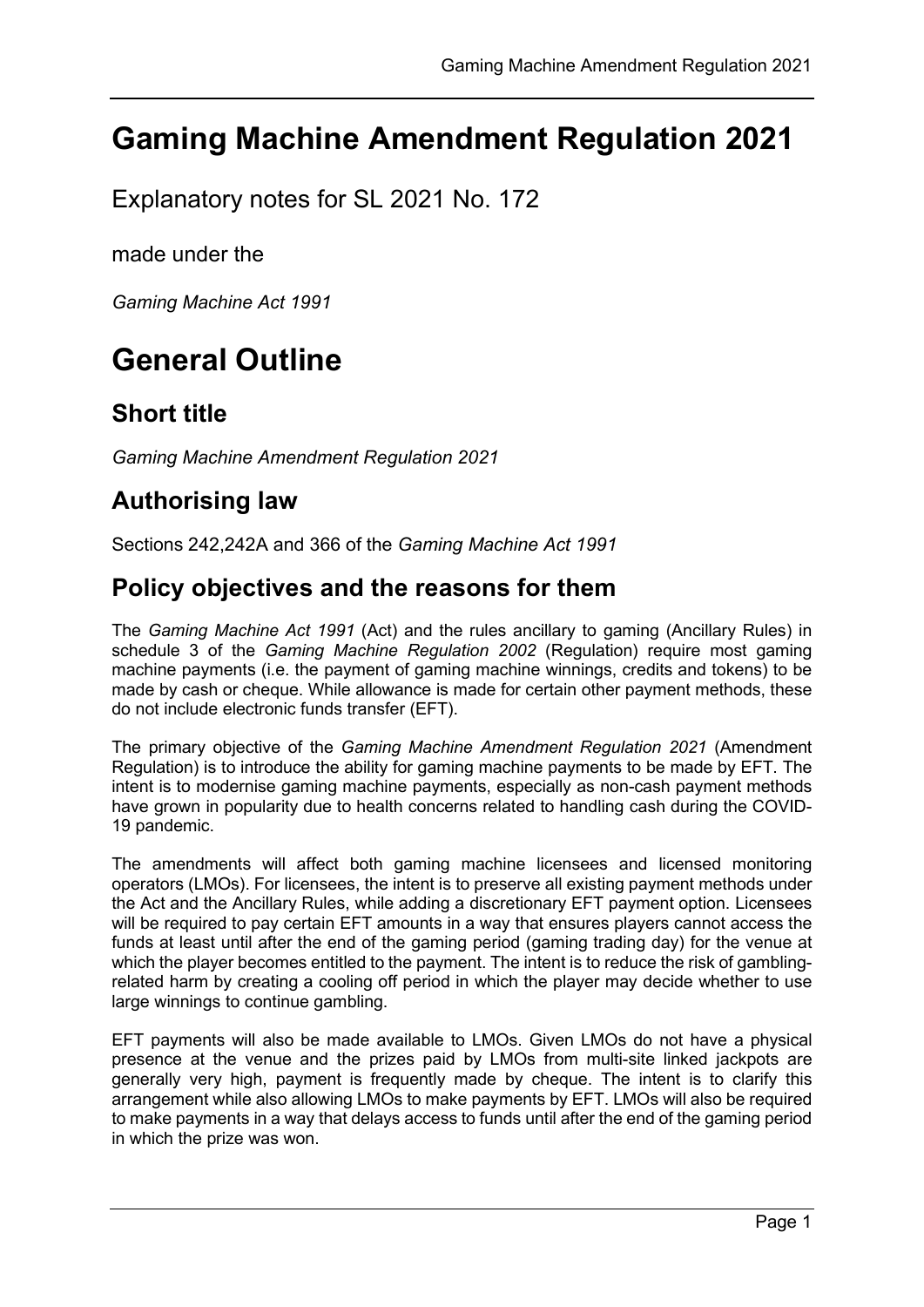# Gaming Machine Amendment Regulation 2021

Explanatory notes for SL 2021 No. 172

made under the

*Gaming Machine Act 1991*

# General Outline

## Short title

*Gaming Machine Amendment Regulation 2021*

## Authorising law

Sections 242,242A and 366 of the *Gaming Machine Act 1991*

## Policy objectives and the reasons for them

The *Gaming Machine Act 1991* (Act) and the rules ancillary to gaming (Ancillary Rules) in schedule 3 of the *Gaming Machine Regulation 2002* (Regulation) require most gaming machine payments (i.e. the payment of gaming machine winnings, credits and tokens) to be made by cash or cheque. While allowance is made for certain other payment methods, these do not include electronic funds transfer (EFT).

The primary objective of the *Gaming Machine Amendment Regulation 2021* (Amendment Regulation) is to introduce the ability for gaming machine payments to be made by EFT. The intent is to modernise gaming machine payments, especially as non-cash payment methods have grown in popularity due to health concerns related to handling cash during the COVID-19 pandemic.

The amendments will affect both gaming machine licensees and licensed monitoring operators (LMOs). For licensees, the intent is to preserve all existing payment methods under the Act and the Ancillary Rules, while adding a discretionary EFT payment option. Licensees will be required to pay certain EFT amounts in a way that ensures players cannot access the funds at least until after the end of the gaming period (gaming trading day) for the venue at which the player becomes entitled to the payment. The intent is to reduce the risk of gambling-related harm by creating a cooling off period in which the player may decide whether to use large winnings to continue gambling.

EFT payments will also be made available to LMOs. Given LMOs do not have a physical presence at the venue and the prizes paid by LMOs from multi-site linked jackpots are generally very high, payment is frequently made by cheque. The intent is to clarify this arrangement while also allowing LMOs to make payments by EFT. LMOs will also be required to make payments in a way that delays access to funds until after the end of the gaming period in which the prize was won.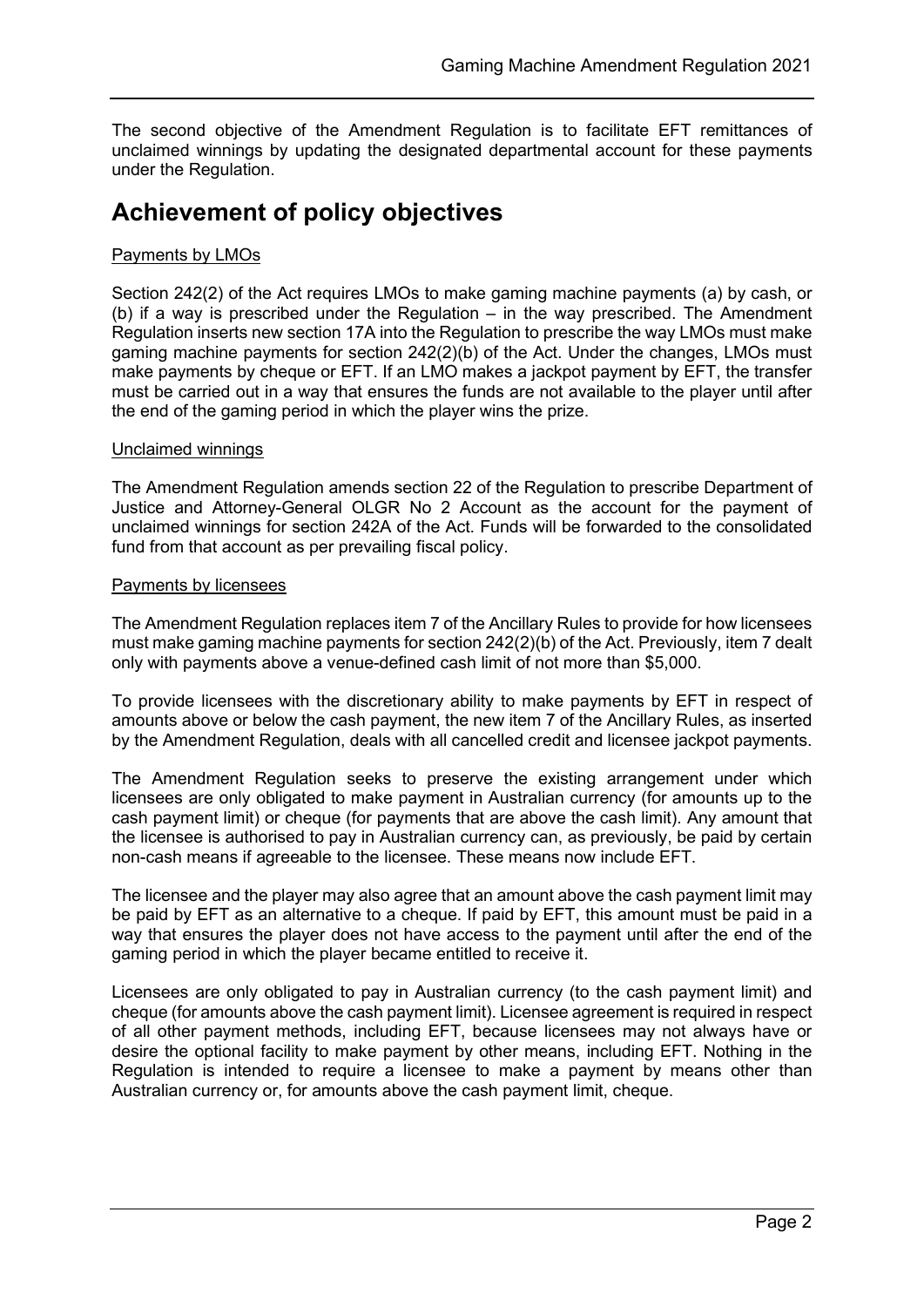The second objective of the Amendment Regulation is to facilitate EFT remittances of unclaimed winnings by updating the designated departmental account for these payments under the Regulation.

## Achievement of policy objectives

Payments by LMOs

Section 242(2) of the Act requires LMOs to make gaming machine payments (a) by cash, or (b) if a way is prescribed under the Regulation – in the way prescribed. The Amendment Regulation inserts new section 17A into the Regulation to prescribe the way LMOs must make gaming machine payments for section 242(2)(b) of the Act. Under the changes, LMOs must make payments by cheque or EFT. If an LMO makes a jackpot payment by EFT, the transfer must be carried out in a way that ensures the funds are not available to the player until after the end of the gaming period in which the player wins the prize.

Unclaimed winnings

The Amendment Regulation amends section 22 of the Regulation to prescribe Department of Justice and Attorney-General OLGR No 2 Account as the account for the payment of unclaimed winnings for section 242A of the Act. Funds will be forwarded to the consolidated fund from that account as per prevailing fiscal policy.

Payments by licensees

The Amendment Regulation replaces item 7 of the Ancillary Rules to provide for how licensees must make gaming machine payments for section 242(2)(b) of the Act. Previously, item 7 dealt only with payments above a venue-defined cash limit of not more than $5,000.

To provide licensees with the discretionary ability to make payments by EFT in respect of amounts above or below the cash payment, the new item 7 of the Ancillary Rules, as inserted by the Amendment Regulation, deals with all cancelled credit and licensee jackpot payments.

The Amendment Regulation seeks to preserve the existing arrangement under which licensees are only obligated to make payment in Australian currency (for amounts up to the cash payment limit) or cheque (for payments that are above the cash limit). Any amount that the licensee is authorised to pay in Australian currency can, as previously, be paid by certain non-cash means if agreeable to the licensee. These means now include EFT.

The licensee and the player may also agree that an amount above the cash payment limit may be paid by EFT as an alternative to a cheque. If paid by EFT, this amount must be paid in a way that ensures the player does not have access to the payment until after the end of the gaming period in which the player became entitled to receive it.

Licensees are only obligated to pay in Australian currency (to the cash payment limit) and cheque (for amounts above the cash payment limit). Licensee agreement is required in respect of all other payment methods, including EFT, because licensees may not always have or desire the optional facility to make payment by other means, including EFT. Nothing in the Regulation is intended to require a licensee to make a payment by means other than Australian currency or, for amounts above the cash payment limit, cheque.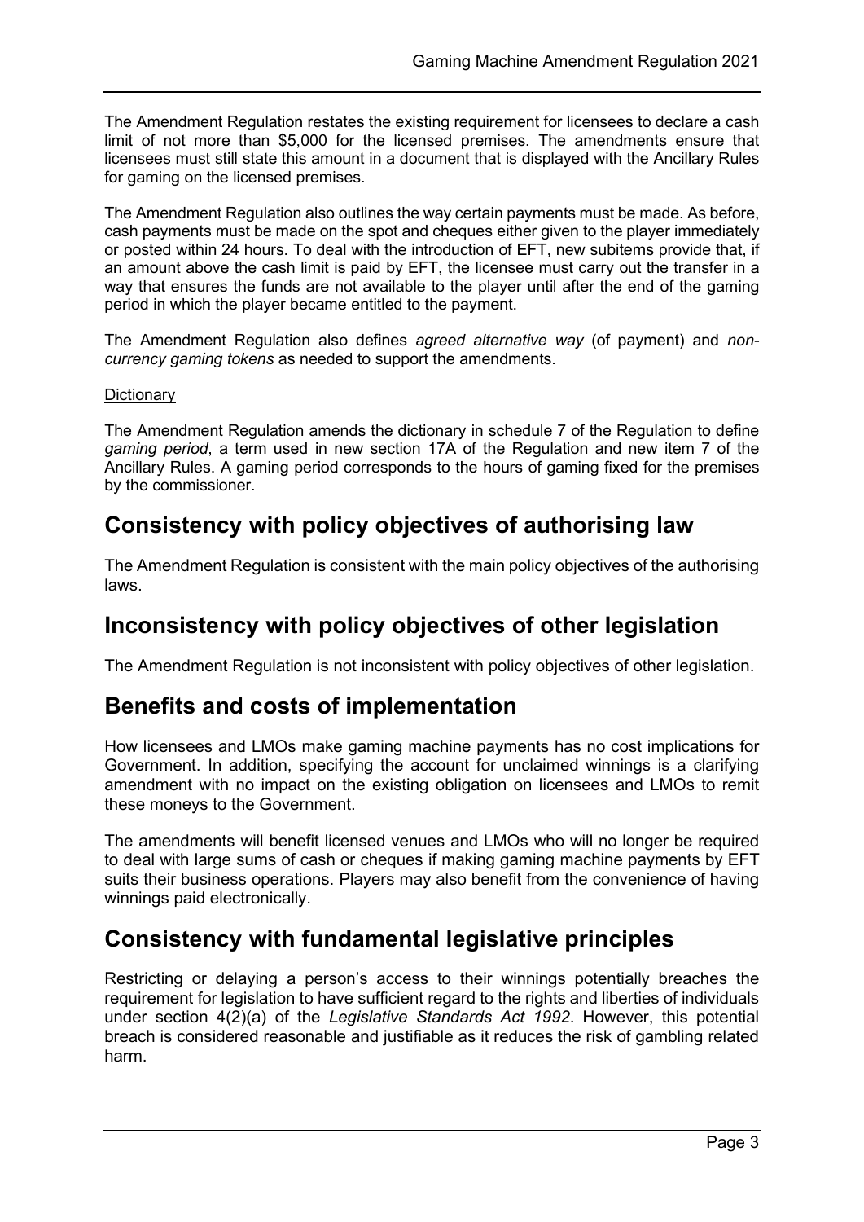The Amendment Regulation restates the existing requirement for licensees to declare a cash limit of not more than $5,000 for the licensed premises. The amendments ensure that licensees must still state this amount in a document that is displayed with the Ancillary Rules for gaming on the licensed premises.

The Amendment Regulation also outlines the way certain payments must be made. As before, cash payments must be made on the spot and cheques either given to the player immediately or posted within 24 hours. To deal with the introduction of EFT, new subitems provide that, if an amount above the cash limit is paid by EFT, the licensee must carry out the transfer in a way that ensures the funds are not available to the player until after the end of the gaming period in which the player became entitled to the payment.

The Amendment Regulation also defines *agreed alternative way* (of payment) and *non-currency gaming tokens* as needed to support the amendments.

Dictionary

The Amendment Regulation amends the dictionary in schedule 7 of the Regulation to define *gaming period*, a term used in new section 17A of the Regulation and new item 7 of the Ancillary Rules. A gaming period corresponds to the hours of gaming fixed for the premises by the commissioner.

## Consistency with policy objectives of authorising law

The Amendment Regulation is consistent with the main policy objectives of the authorising laws.

## Inconsistency with policy objectives of other legislation

The Amendment Regulation is not inconsistent with policy objectives of other legislation.

## Benefits and costs of implementation

How licensees and LMOs make gaming machine payments has no cost implications for Government. In addition, specifying the account for unclaimed winnings is a clarifying amendment with no impact on the existing obligation on licensees and LMOs to remit these moneys to the Government.

The amendments will benefit licensed venues and LMOs who will no longer be required to deal with large sums of cash or cheques if making gaming machine payments by EFT suits their business operations. Players may also benefit from the convenience of having winnings paid electronically.

## Consistency with fundamental legislative principles

Restricting or delaying a person's access to their winnings potentially breaches the requirement for legislation to have sufficient regard to the rights and liberties of individuals under section 4(2)(a) of the *Legislative Standards Act 1992*. However, this potential breach is considered reasonable and justifiable as it reduces the risk of gambling related harm.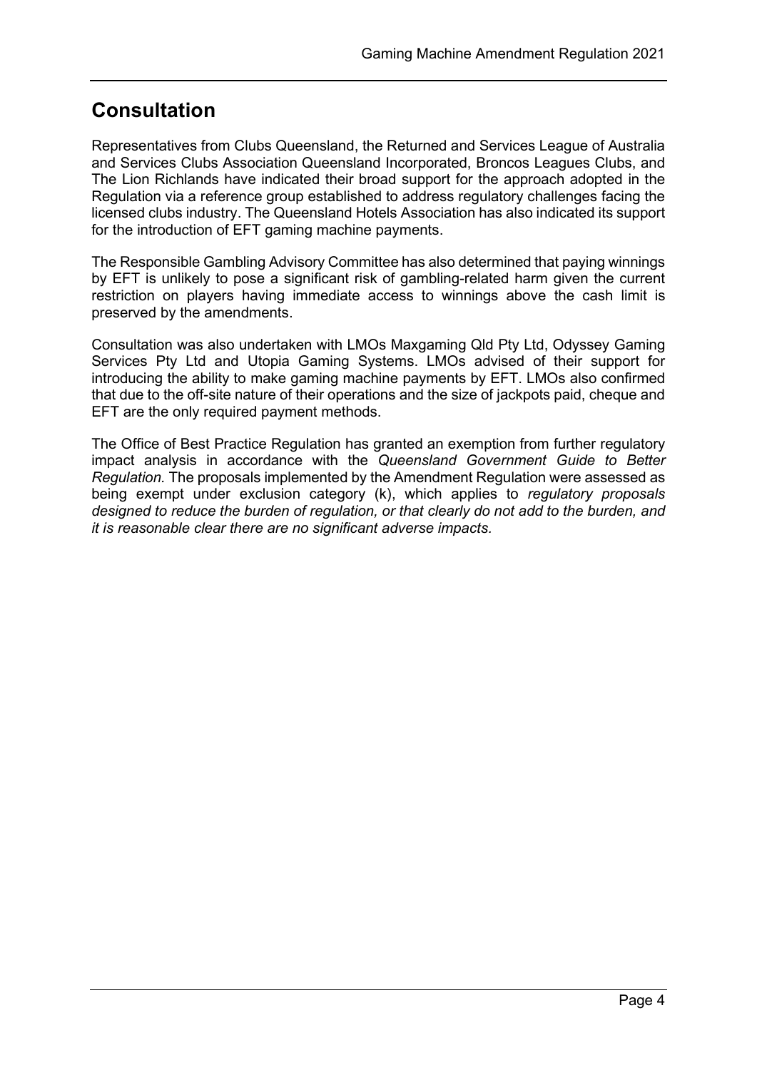## Consultation

Representatives from Clubs Queensland, the Returned and Services League of Australia and Services Clubs Association Queensland Incorporated, Broncos Leagues Clubs, and The Lion Richlands have indicated their broad support for the approach adopted in the Regulation via a reference group established to address regulatory challenges facing the licensed clubs industry. The Queensland Hotels Association has also indicated its support for the introduction of EFT gaming machine payments.

The Responsible Gambling Advisory Committee has also determined that paying winnings by EFT is unlikely to pose a significant risk of gambling-related harm given the current restriction on players having immediate access to winnings above the cash limit is preserved by the amendments.

Consultation was also undertaken with LMOs Maxgaming Qld Pty Ltd, Odyssey Gaming Services Pty Ltd and Utopia Gaming Systems. LMOs advised of their support for introducing the ability to make gaming machine payments by EFT. LMOs also confirmed that due to the off-site nature of their operations and the size of jackpots paid, cheque and EFT are the only required payment methods.

The Office of Best Practice Regulation has granted an exemption from further regulatory impact analysis in accordance with the *Queensland Government Guide to Better Regulation.* The proposals implemented by the Amendment Regulation were assessed as being exempt under exclusion category (k), which applies to *regulatory proposals designed to reduce the burden of regulation, or that clearly do not add to the burden, and it is reasonable clear there are no significant adverse impacts.*